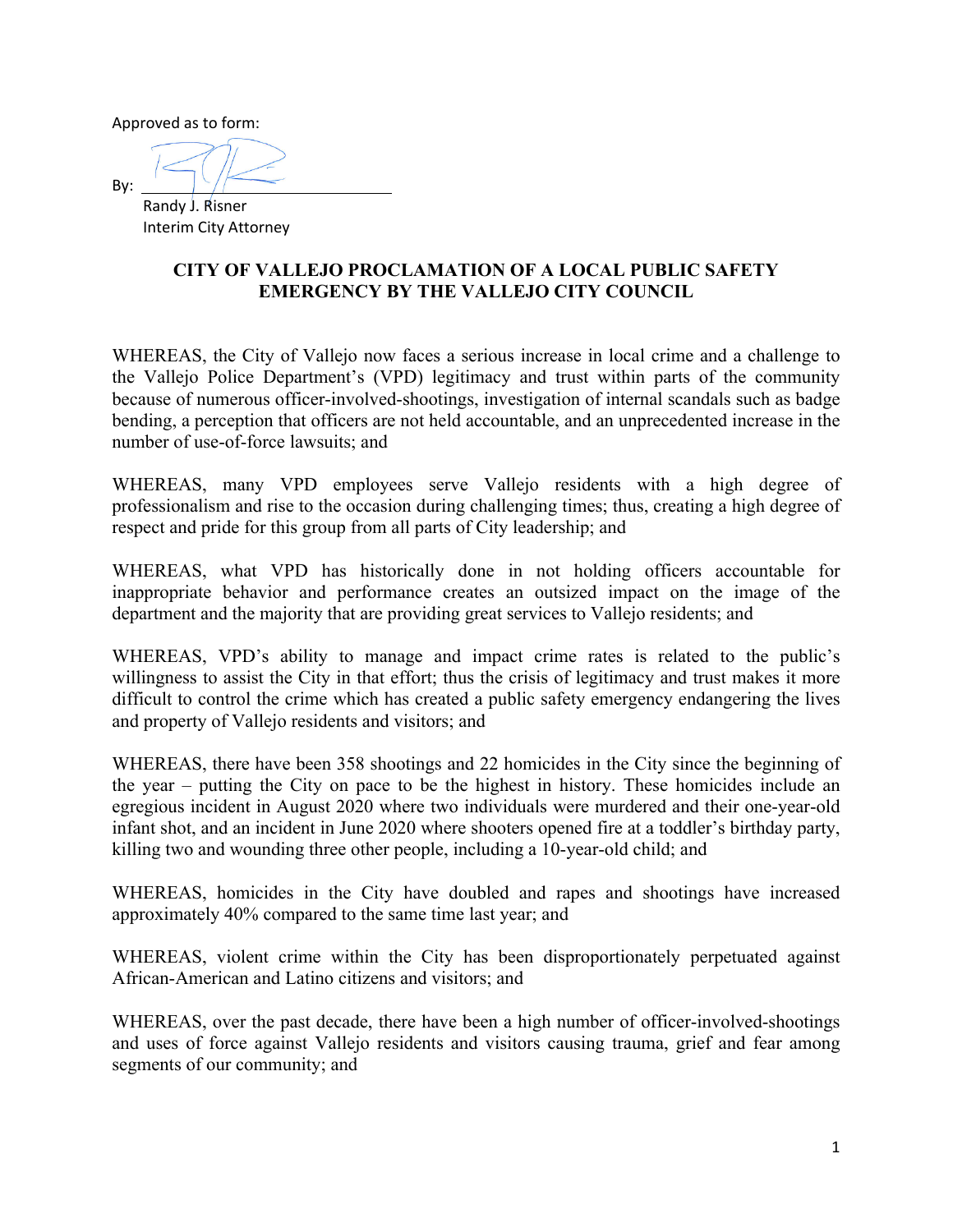Approved as to form:

By: ______________________________
Randy J. Risner
Interim City Attorney

## CITY OF VALLEJO PROCLAMATION OF A LOCAL PUBLIC SAFETY EMERGENCY BY THE VALLEJO CITY COUNCIL

WHEREAS, the City of Vallejo now faces a serious increase in local crime and a challenge to the Vallejo Police Department's (VPD) legitimacy and trust within parts of the community because of numerous officer-involved-shootings, investigation of internal scandals such as badge bending, a perception that officers are not held accountable, and an unprecedented increase in the number of use-of-force lawsuits; and

WHEREAS, many VPD employees serve Vallejo residents with a high degree of professionalism and rise to the occasion during challenging times; thus, creating a high degree of respect and pride for this group from all parts of City leadership; and

WHEREAS, what VPD has historically done in not holding officers accountable for inappropriate behavior and performance creates an outsized impact on the image of the department and the majority that are providing great services to Vallejo residents; and

WHEREAS, VPD's ability to manage and impact crime rates is related to the public's willingness to assist the City in that effort; thus the crisis of legitimacy and trust makes it more difficult to control the crime which has created a public safety emergency endangering the lives and property of Vallejo residents and visitors; and

WHEREAS, there have been 358 shootings and 22 homicides in the City since the beginning of the year – putting the City on pace to be the highest in history. These homicides include an egregious incident in August 2020 where two individuals were murdered and their one-year-old infant shot, and an incident in June 2020 where shooters opened fire at a toddler's birthday party, killing two and wounding three other people, including a 10-year-old child; and

WHEREAS, homicides in the City have doubled and rapes and shootings have increased approximately 40% compared to the same time last year; and

WHEREAS, violent crime within the City has been disproportionately perpetuated against African-American and Latino citizens and visitors; and

WHEREAS, over the past decade, there have been a high number of officer-involved-shootings and uses of force against Vallejo residents and visitors causing trauma, grief and fear among segments of our community; and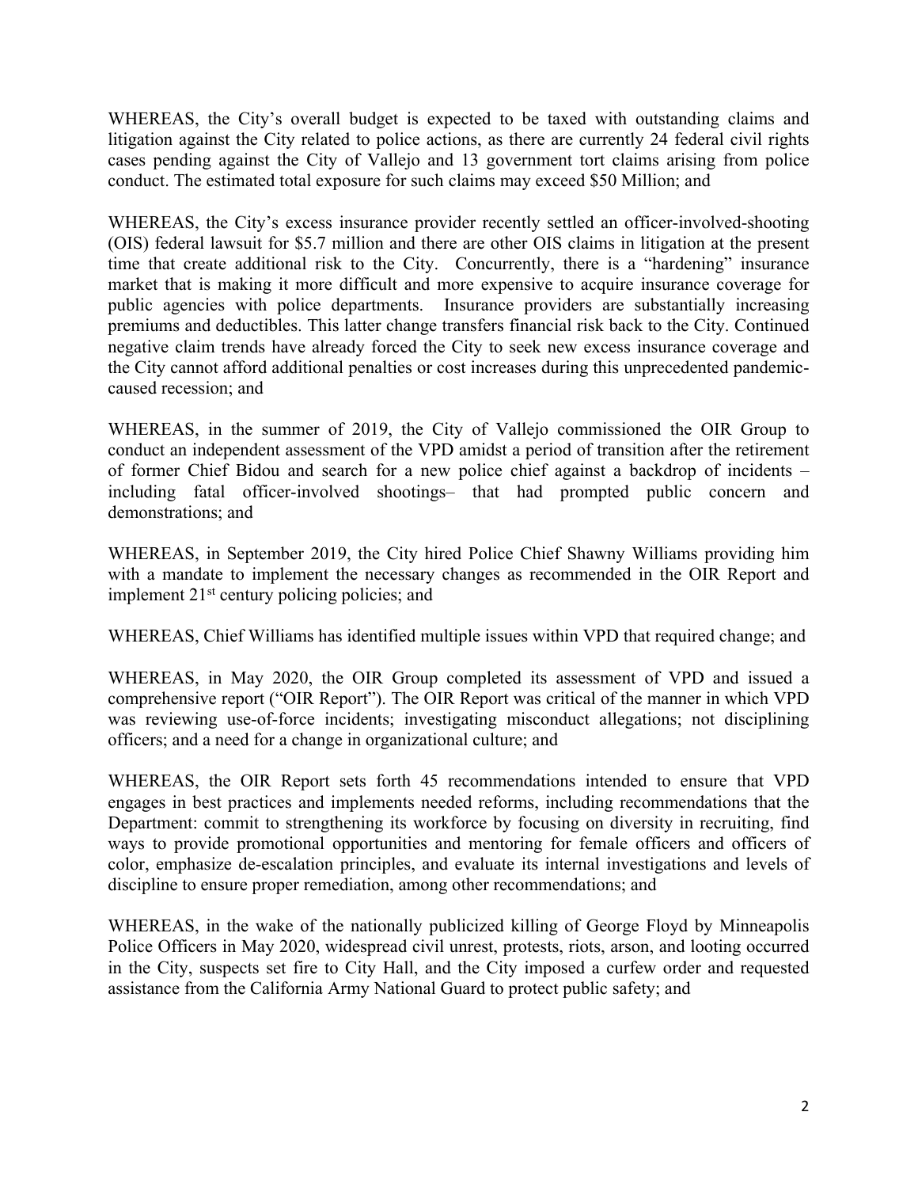WHEREAS, the City's overall budget is expected to be taxed with outstanding claims and litigation against the City related to police actions, as there are currently 24 federal civil rights cases pending against the City of Vallejo and 13 government tort claims arising from police conduct. The estimated total exposure for such claims may exceed $50 Million; and

WHEREAS, the City's excess insurance provider recently settled an officer-involved-shooting (OIS) federal lawsuit for $5.7 million and there are other OIS claims in litigation at the present time that create additional risk to the City. Concurrently, there is a "hardening" insurance market that is making it more difficult and more expensive to acquire insurance coverage for public agencies with police departments. Insurance providers are substantially increasing premiums and deductibles. This latter change transfers financial risk back to the City. Continued negative claim trends have already forced the City to seek new excess insurance coverage and the City cannot afford additional penalties or cost increases during this unprecedented pandemic-caused recession; and

WHEREAS, in the summer of 2019, the City of Vallejo commissioned the OIR Group to conduct an independent assessment of the VPD amidst a period of transition after the retirement of former Chief Bidou and search for a new police chief against a backdrop of incidents – including fatal officer-involved shootings– that had prompted public concern and demonstrations; and

WHEREAS, in September 2019, the City hired Police Chief Shawny Williams providing him with a mandate to implement the necessary changes as recommended in the OIR Report and implement 21st century policing policies; and

WHEREAS, Chief Williams has identified multiple issues within VPD that required change; and

WHEREAS, in May 2020, the OIR Group completed its assessment of VPD and issued a comprehensive report ("OIR Report"). The OIR Report was critical of the manner in which VPD was reviewing use-of-force incidents; investigating misconduct allegations; not disciplining officers; and a need for a change in organizational culture; and

WHEREAS, the OIR Report sets forth 45 recommendations intended to ensure that VPD engages in best practices and implements needed reforms, including recommendations that the Department: commit to strengthening its workforce by focusing on diversity in recruiting, find ways to provide promotional opportunities and mentoring for female officers and officers of color, emphasize de-escalation principles, and evaluate its internal investigations and levels of discipline to ensure proper remediation, among other recommendations; and

WHEREAS, in the wake of the nationally publicized killing of George Floyd by Minneapolis Police Officers in May 2020, widespread civil unrest, protests, riots, arson, and looting occurred in the City, suspects set fire to City Hall, and the City imposed a curfew order and requested assistance from the California Army National Guard to protect public safety; and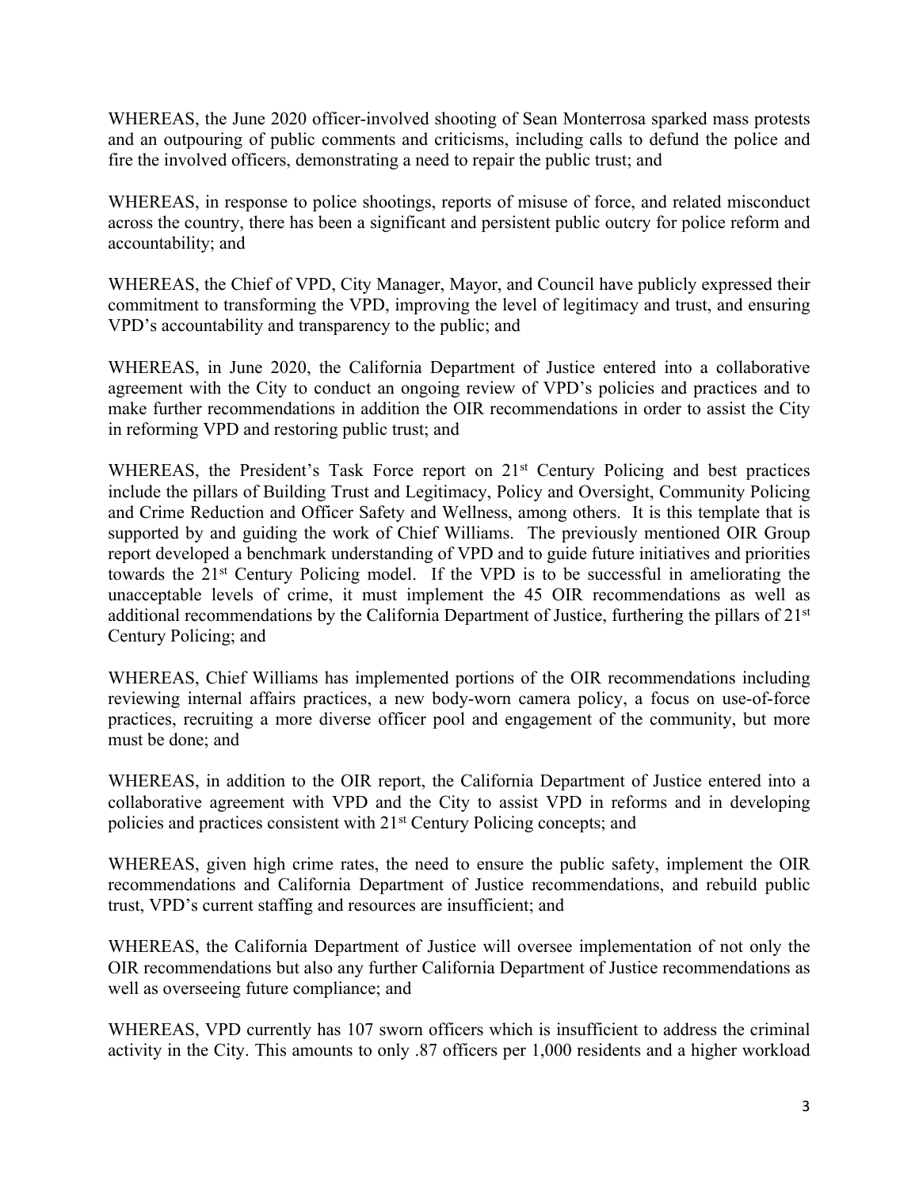WHEREAS, the June 2020 officer-involved shooting of Sean Monterrosa sparked mass protests and an outpouring of public comments and criticisms, including calls to defund the police and fire the involved officers, demonstrating a need to repair the public trust; and

WHEREAS, in response to police shootings, reports of misuse of force, and related misconduct across the country, there has been a significant and persistent public outcry for police reform and accountability; and

WHEREAS, the Chief of VPD, City Manager, Mayor, and Council have publicly expressed their commitment to transforming the VPD, improving the level of legitimacy and trust, and ensuring VPD's accountability and transparency to the public; and

WHEREAS, in June 2020, the California Department of Justice entered into a collaborative agreement with the City to conduct an ongoing review of VPD's policies and practices and to make further recommendations in addition the OIR recommendations in order to assist the City in reforming VPD and restoring public trust; and

WHEREAS, the President's Task Force report on 21st Century Policing and best practices include the pillars of Building Trust and Legitimacy, Policy and Oversight, Community Policing and Crime Reduction and Officer Safety and Wellness, among others. It is this template that is supported by and guiding the work of Chief Williams. The previously mentioned OIR Group report developed a benchmark understanding of VPD and to guide future initiatives and priorities towards the 21st Century Policing model. If the VPD is to be successful in ameliorating the unacceptable levels of crime, it must implement the 45 OIR recommendations as well as additional recommendations by the California Department of Justice, furthering the pillars of 21st Century Policing; and

WHEREAS, Chief Williams has implemented portions of the OIR recommendations including reviewing internal affairs practices, a new body-worn camera policy, a focus on use-of-force practices, recruiting a more diverse officer pool and engagement of the community, but more must be done; and

WHEREAS, in addition to the OIR report, the California Department of Justice entered into a collaborative agreement with VPD and the City to assist VPD in reforms and in developing policies and practices consistent with 21st Century Policing concepts; and

WHEREAS, given high crime rates, the need to ensure the public safety, implement the OIR recommendations and California Department of Justice recommendations, and rebuild public trust, VPD's current staffing and resources are insufficient; and

WHEREAS, the California Department of Justice will oversee implementation of not only the OIR recommendations but also any further California Department of Justice recommendations as well as overseeing future compliance; and

WHEREAS, VPD currently has 107 sworn officers which is insufficient to address the criminal activity in the City. This amounts to only .87 officers per 1,000 residents and a higher workload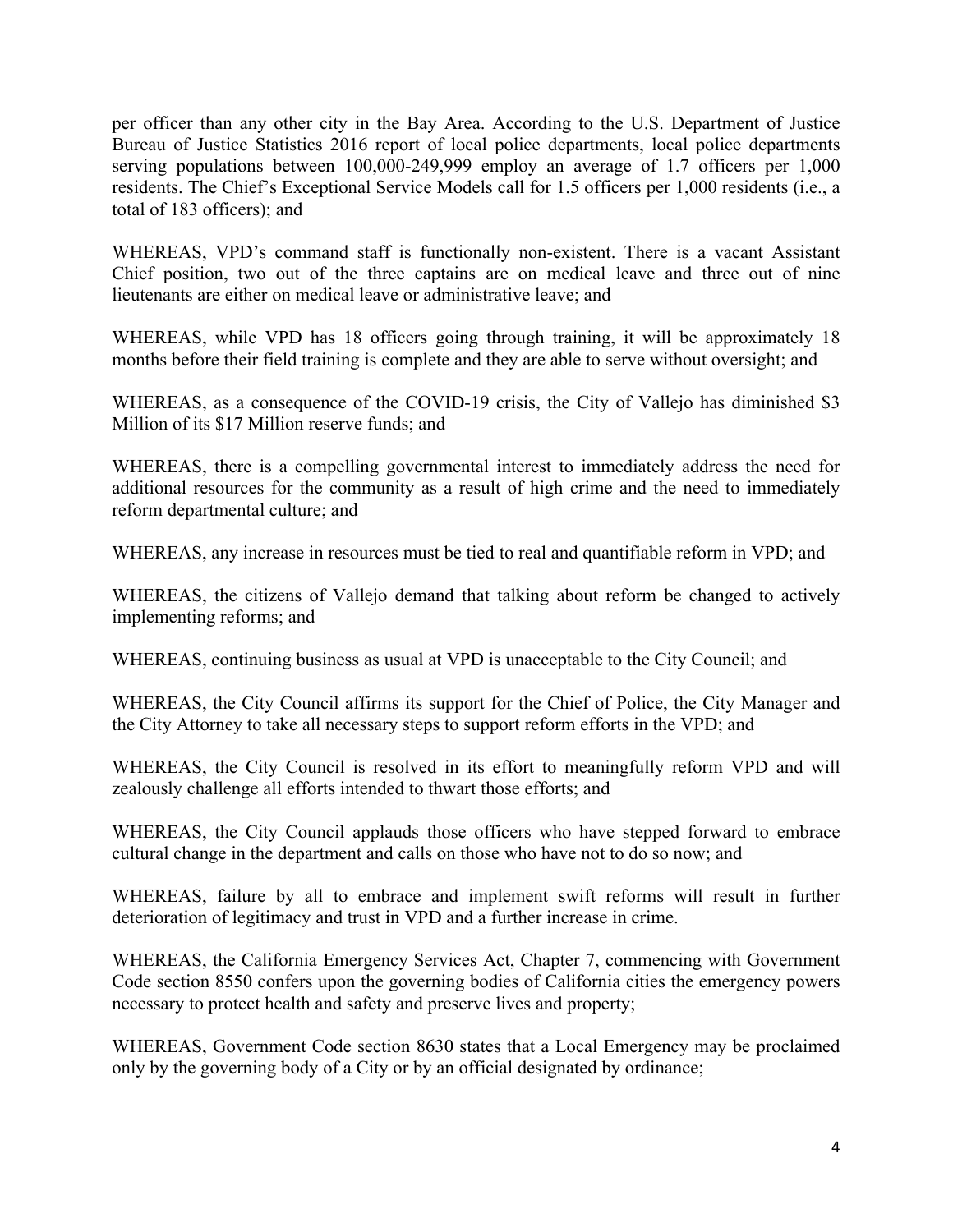per officer than any other city in the Bay Area. According to the U.S. Department of Justice Bureau of Justice Statistics 2016 report of local police departments, local police departments serving populations between 100,000-249,999 employ an average of 1.7 officers per 1,000 residents. The Chief's Exceptional Service Models call for 1.5 officers per 1,000 residents (i.e., a total of 183 officers); and

WHEREAS, VPD's command staff is functionally non-existent. There is a vacant Assistant Chief position, two out of the three captains are on medical leave and three out of nine lieutenants are either on medical leave or administrative leave; and

WHEREAS, while VPD has 18 officers going through training, it will be approximately 18 months before their field training is complete and they are able to serve without oversight; and

WHEREAS, as a consequence of the COVID-19 crisis, the City of Vallejo has diminished $3 Million of its $17 Million reserve funds; and

WHEREAS, there is a compelling governmental interest to immediately address the need for additional resources for the community as a result of high crime and the need to immediately reform departmental culture; and

WHEREAS, any increase in resources must be tied to real and quantifiable reform in VPD; and

WHEREAS, the citizens of Vallejo demand that talking about reform be changed to actively implementing reforms; and

WHEREAS, continuing business as usual at VPD is unacceptable to the City Council; and

WHEREAS, the City Council affirms its support for the Chief of Police, the City Manager and the City Attorney to take all necessary steps to support reform efforts in the VPD; and

WHEREAS, the City Council is resolved in its effort to meaningfully reform VPD and will zealously challenge all efforts intended to thwart those efforts; and

WHEREAS, the City Council applauds those officers who have stepped forward to embrace cultural change in the department and calls on those who have not to do so now; and

WHEREAS, failure by all to embrace and implement swift reforms will result in further deterioration of legitimacy and trust in VPD and a further increase in crime.

WHEREAS, the California Emergency Services Act, Chapter 7, commencing with Government Code section 8550 confers upon the governing bodies of California cities the emergency powers necessary to protect health and safety and preserve lives and property;

WHEREAS, Government Code section 8630 states that a Local Emergency may be proclaimed only by the governing body of a City or by an official designated by ordinance;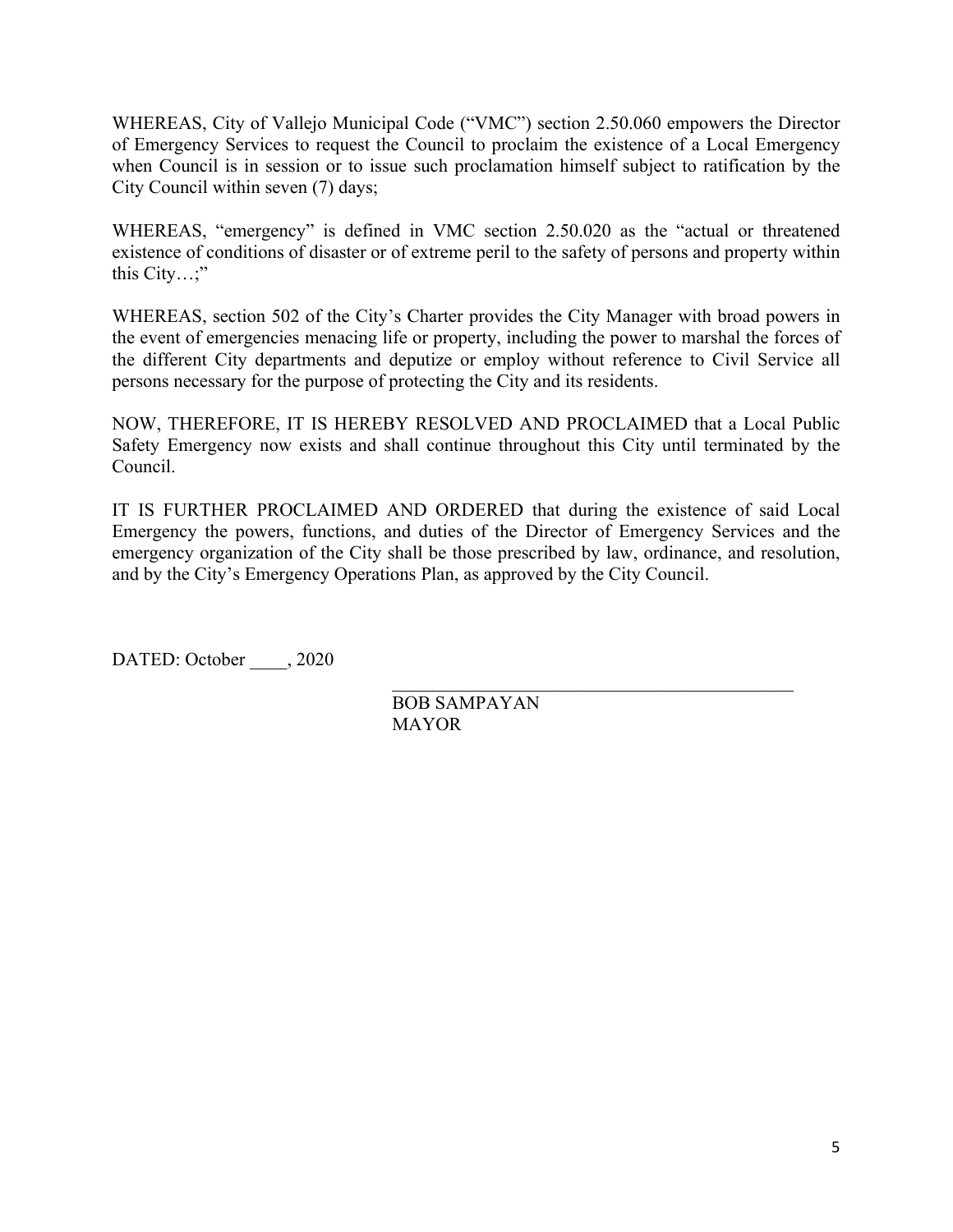WHEREAS, City of Vallejo Municipal Code ("VMC") section 2.50.060 empowers the Director of Emergency Services to request the Council to proclaim the existence of a Local Emergency when Council is in session or to issue such proclamation himself subject to ratification by the City Council within seven (7) days;

WHEREAS, "emergency" is defined in VMC section 2.50.020 as the "actual or threatened existence of conditions of disaster or of extreme peril to the safety of persons and property within this City…;"

WHEREAS, section 502 of the City's Charter provides the City Manager with broad powers in the event of emergencies menacing life or property, including the power to marshal the forces of the different City departments and deputize or employ without reference to Civil Service all persons necessary for the purpose of protecting the City and its residents.

NOW, THEREFORE, IT IS HEREBY RESOLVED AND PROCLAIMED that a Local Public Safety Emergency now exists and shall continue throughout this City until terminated by the Council.

IT IS FURTHER PROCLAIMED AND ORDERED that during the existence of said Local Emergency the powers, functions, and duties of the Director of Emergency Services and the emergency organization of the City shall be those prescribed by law, ordinance, and resolution, and by the City's Emergency Operations Plan, as approved by the City Council.

DATED: October ____, 2020

_____________________________________________
BOB SAMPAYAN
MAYOR